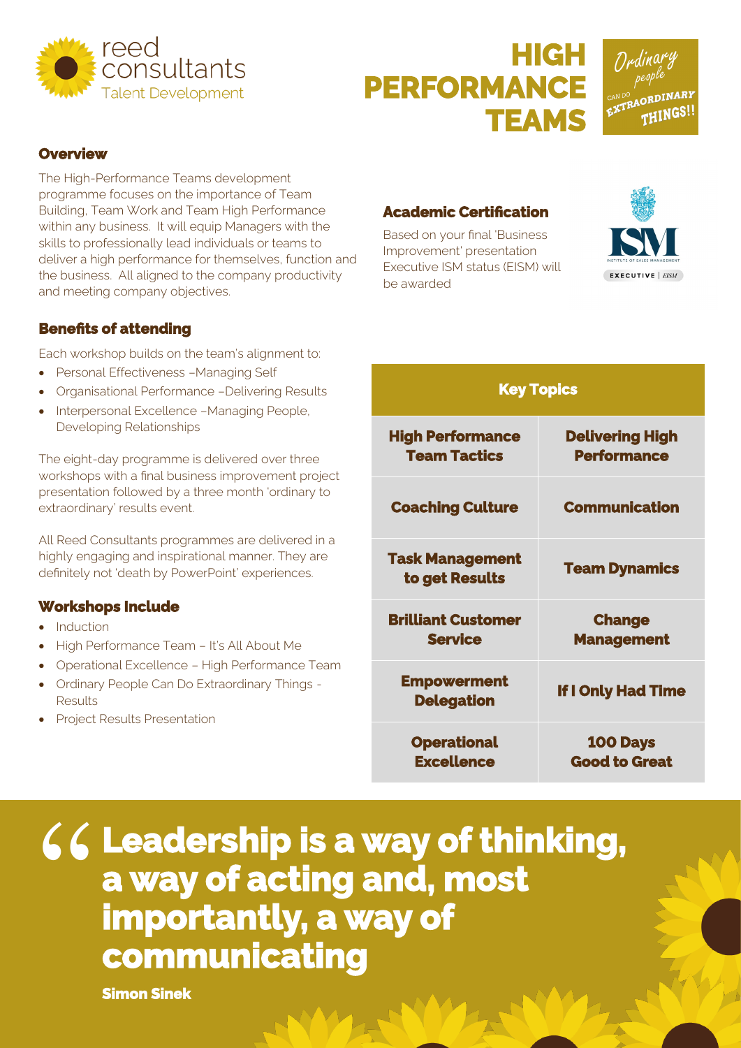reed consultants
Talent Development

# HIGH PERFORMANCE TEAMS

Ordinary people CAN DO EXTRAORDINARY THINGS!!

## Overview

The High-Performance Teams development programme focuses on the importance of Team Building, Team Work and Team High Performance within any business. It will equip Managers with the skills to professionally lead individuals or teams to deliver a high performance for themselves, function and the business. All aligned to the company productivity and meeting company objectives.

## Benefits of attending

Each workshop builds on the team's alignment to:

- Personal Effectiveness –Managing Self
- Organisational Performance –Delivering Results
- Interpersonal Excellence –Managing People, Developing Relationships

The eight-day programme is delivered over three workshops with a final business improvement project presentation followed by a three month 'ordinary to extraordinary' results event.

All Reed Consultants programmes are delivered in a highly engaging and inspirational manner. They are definitely not 'death by PowerPoint' experiences.

## Workshops Include

- Induction
- High Performance Team – It's All About Me
- Operational Excellence – High Performance Team
- Ordinary People Can Do Extraordinary Things - Results
- Project Results Presentation

## Academic Certification

Based on your final 'Business Improvement' presentation Executive ISM status (EISM) will be awarded

ISM INSTITUTE OF SALES MANAGEMENT EXECUTIVE | EISM

| Key Topics | |
|---|---|
| High Performance Team Tactics | Delivering High Performance |
| Coaching Culture | Communication |
| Task Management to get Results | Team Dynamics |
| Brilliant Customer Service | Change Management |
| Empowerment Delegation | If I Only Had Time |
| Operational Excellence | 100 Days Good to Great |

> **"Leadership is a way of thinking, a way of acting and, most importantly, a way of communicating**
>
> **Simon Sinek**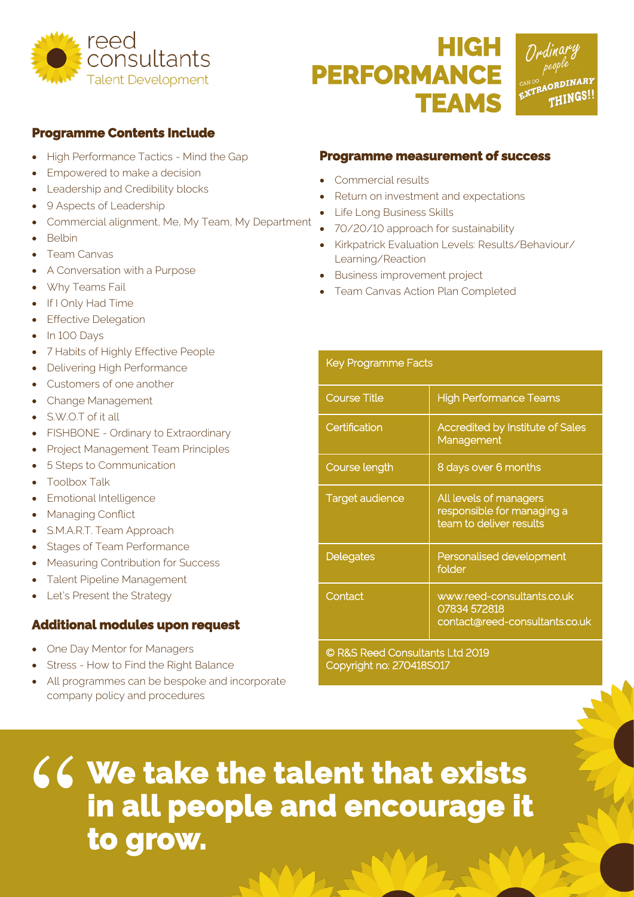reed consultants
Talent Development

# HIGH PERFORMANCE TEAMS

Ordinary people CAN DO EXTRAORDINARY THINGS!!

## Programme Contents Include

- High Performance Tactics - Mind the Gap
- Empowered to make a decision
- Leadership and Credibility blocks
- 9 Aspects of Leadership
- Commercial alignment, Me, My Team, My Department
- Belbin
- Team Canvas
- A Conversation with a Purpose
- Why Teams Fail
- If I Only Had Time
- Effective Delegation
- In 100 Days
- 7 Habits of Highly Effective People
- Delivering High Performance
- Customers of one another
- Change Management
- S.W.O.T of it all
- FISHBONE - Ordinary to Extraordinary
- Project Management Team Principles
- 5 Steps to Communication
- Toolbox Talk
- Emotional Intelligence
- Managing Conflict
- S.M.A.R.T. Team Approach
- Stages of Team Performance
- Measuring Contribution for Success
- Talent Pipeline Management
- Let's Present the Strategy

## Additional modules upon request

- One Day Mentor for Managers
- Stress - How to Find the Right Balance
- All programmes can be bespoke and incorporate company policy and procedures

## Programme measurement of success

- Commercial results
- Return on investment and expectations
- Life Long Business Skills
- 70/20/10 approach for sustainability
- Kirkpatrick Evaluation Levels: Results/Behaviour/ Learning/Reaction
- Business improvement project
- Team Canvas Action Plan Completed

| Key Programme Facts | |
|---|---|
| Course Title | High Performance Teams |
| Certification | Accredited by Institute of Sales Management |
| Course length | 8 days over 6 months |
| Target audience | All levels of managers responsible for managing a team to deliver results |
| Delegates | Personalised development folder |
| Contact | www.reed-consultants.co.uk<br>07834 572818<br>contact@reed-consultants.co.uk |

© R&S Reed Consultants Ltd 2019
Copyright no: 270418S017

> **"We take the talent that exists in all people and encourage it to grow.**